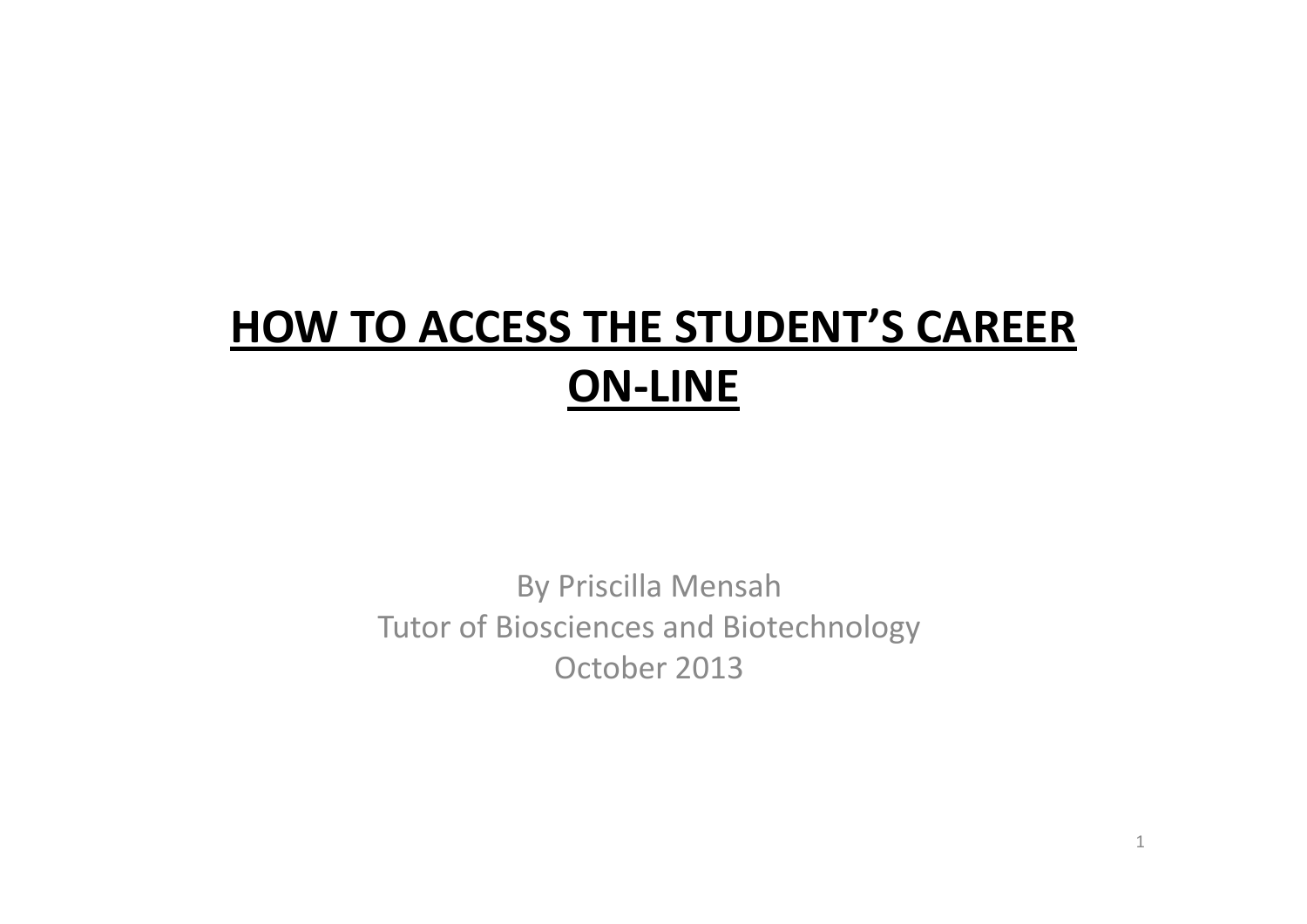# **HOW TO ACCESS THE STUDENT'S CAREER ON-LINE**

By Priscilla Mensah
Tutor of Biosciences and Biotechnology
October 2013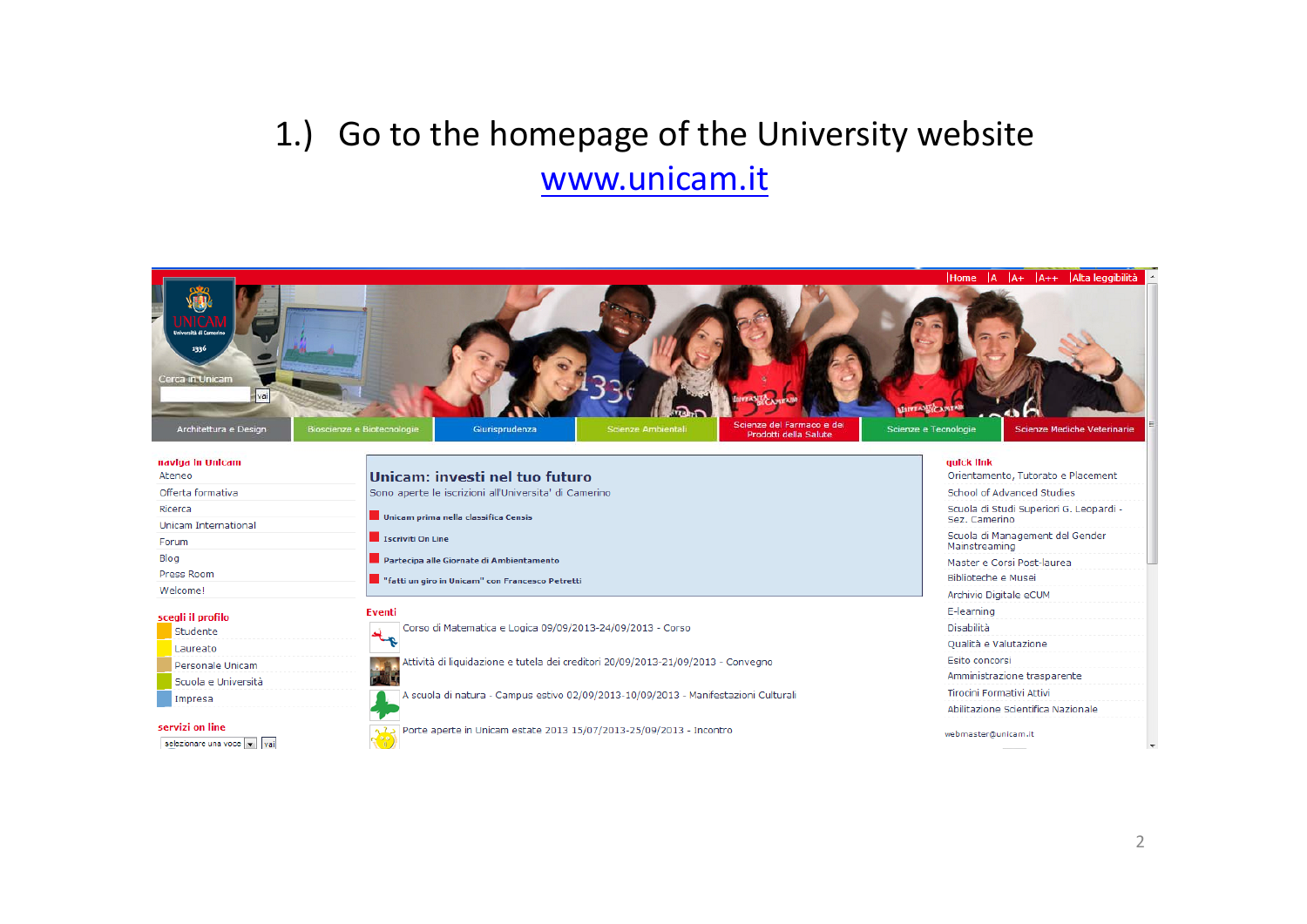# 1.) Go to the homepage of the University website [www.unicam.it](http://www.unicam.it)

|Home |A |A+ |A++ |Alta leggibilità

Cerca in Unicam — vai

Architettura e Design | Bioscienze e Biotecnologie | Giurisprudenza | Scienze Ambientali | Scienze del Farmaco e dei Prodotti della Salute | Scienze e Tecnologie | Scienze Mediche Veterinarie

**naviga in Unicam**

- Ateneo
- Offerta formativa
- Ricerca
- Unicam International
- Forum
- Blog
- Press Room
- Welcome!

**scegli il profilo**

- Studente
- Laureato
- Personale Unicam
- Scuola e Università
- Impresa

**servizi on line**

selezionare una voce — vai

## Unicam: investi nel tuo futuro

Sono aperte le iscrizioni all'Universita' di Camerino

- Unicam prima nella classifica Censis
- Iscriviti On Line
- Partecipa alle Giornate di Ambientamento
- "fatti un giro in Unicam" con Francesco Petretti

**Eventi**

- Corso di Matematica e Logica 09/09/2013-24/09/2013 - Corso
- Attività di liquidazione e tutela dei creditori 20/09/2013-21/09/2013 - Convegno
- A scuola di natura - Campus estivo 02/09/2013-10/09/2013 - Manifestazioni Culturali
- Porte aperte in Unicam estate 2013 15/07/2013-25/09/2013 - Incontro

**quick link**

- Orientamento, Tutorato e Placement
- School of Advanced Studies
- Scuola di Studi Superiori G. Leopardi - Sez. Camerino
- Scuola di Management del Gender Mainstreaming
- Master e Corsi Post-laurea
- Biblioteche e Musei
- Archivio Digitale eCUM
- E-learning
- Disabilità
- Qualità e Valutazione
- Esito concorsi
- Amministrazione trasparente
- Tirocini Formativi Attivi
- Abilitazione Scientifica Nazionale

webmaster@unicam.it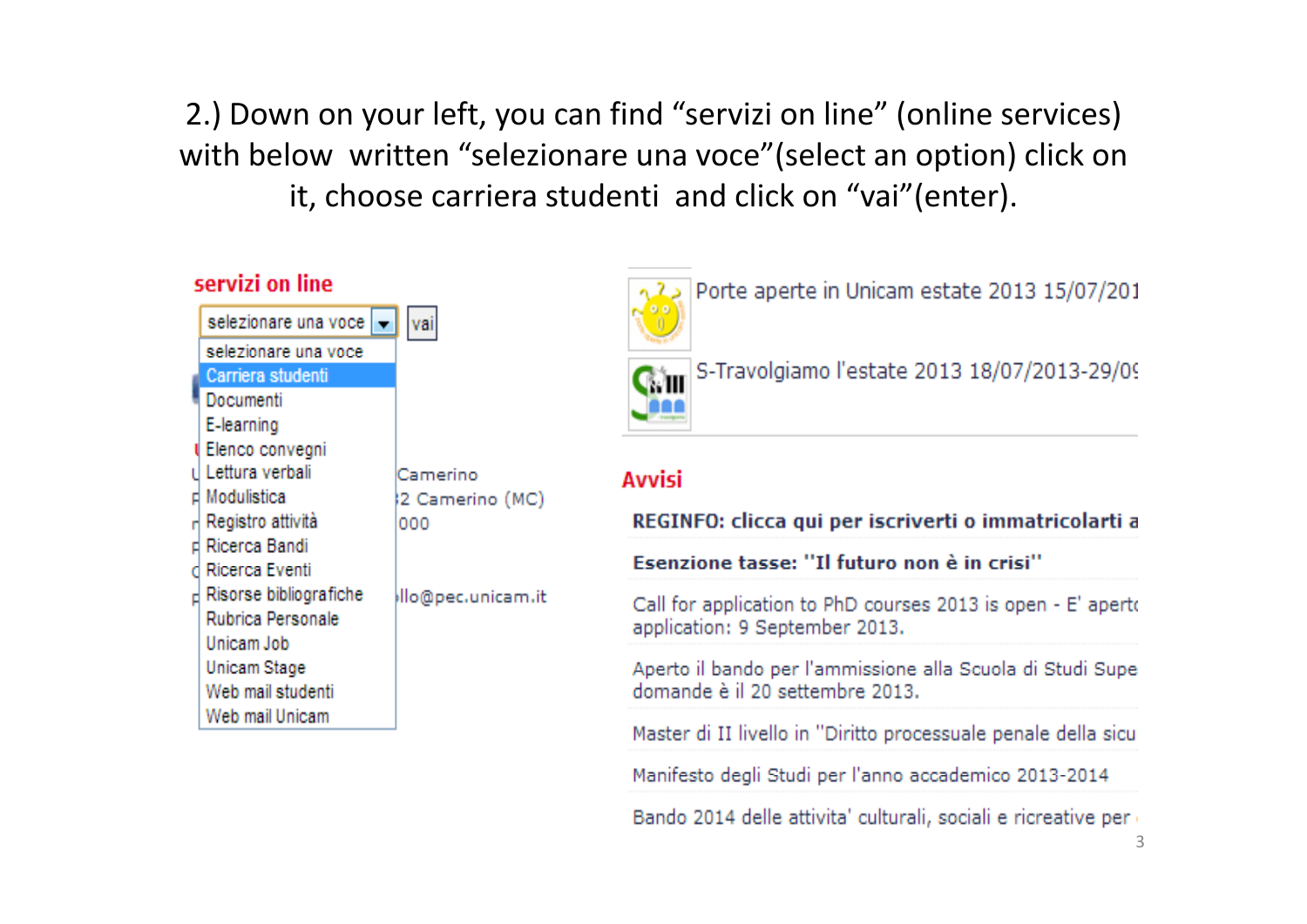2.) Down on your left, you can find “servizi on line” (online services) with below written “selezionare una voce”(select an option) click on it, choose carriera studenti and click on “vai”(enter).

**servizi on line**

selezionare una voce | vai

- selezionare una voce
- Carriera studenti
- Documenti
- E-learning
- Elenco convegni
- Lettura verbali
- Modulistica
- Registro attività
- Ricerca Bandi
- Ricerca Eventi
- Risorse bibliografiche
- Rubrica Personale
- Unicam Job
- Unicam Stage
- Web mail studenti
- Web mail Unicam

Camerino
2 Camerino (MC)
000
llo@pec.unicam.it

Porte aperte in Unicam estate 2013 15/07/201

S-Travolgiamo l'estate 2013 18/07/2013-29/0

**Avvisi**

**REGINFO: clicca qui per iscriverti o immatricolarti a**

**Esenzione tasse: "Il futuro non è in crisi"**

Call for application to PhD courses 2013 is open - E' apert application: 9 September 2013.

Aperto il bando per l'ammissione alla Scuola di Studi Supe domande è il 20 settembre 2013.

Master di II livello in "Diritto processuale penale della sicu

Manifesto degli Studi per l'anno accademico 2013-2014

Bando 2014 delle attivita' culturali, sociali e ricreative per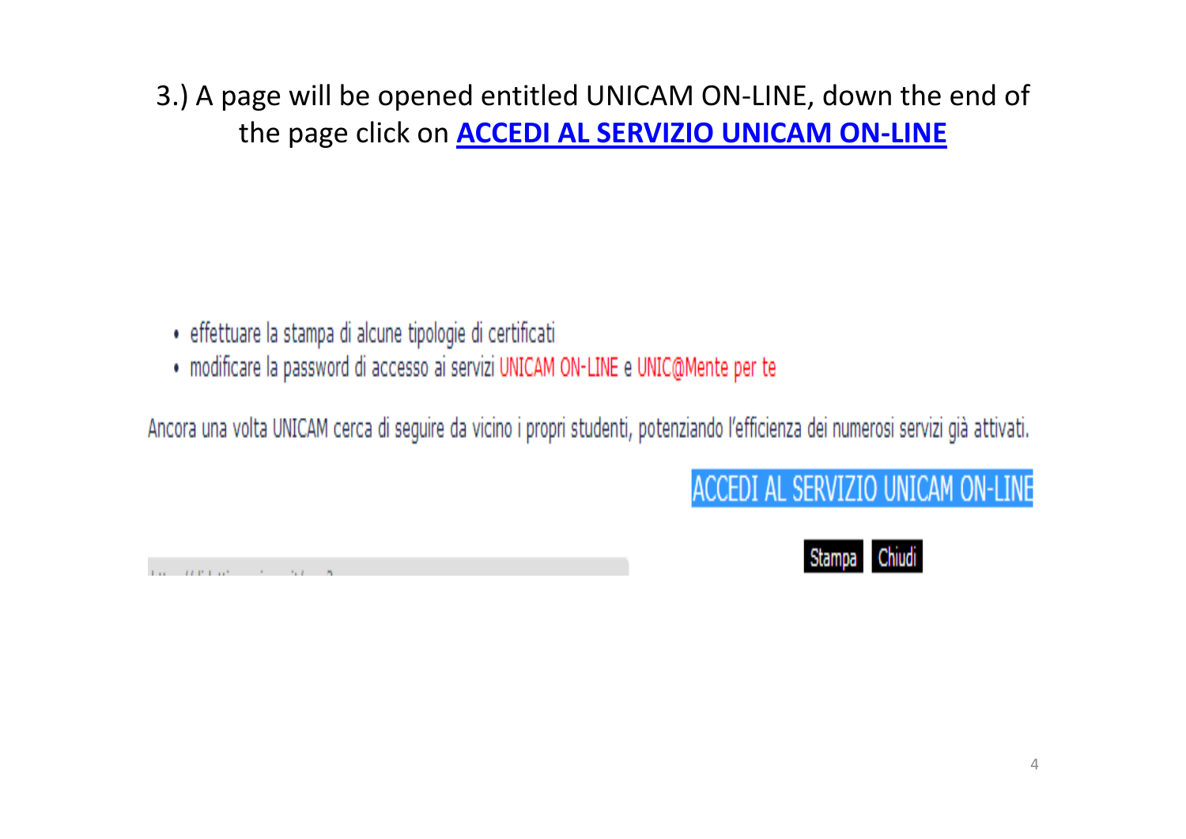3.) A page will be opened entitled UNICAM ON-LINE, down the end of the page click on **ACCEDI AL SERVIZIO UNICAM ON-LINE**

- effettuare la stampa di alcune tipologie di certificati
- modificare la password di accesso ai servizi UNICAM ON-LINE e UNIC@Mente per te

Ancora una volta UNICAM cerca di seguire da vicino i propri studenti, potenziando l'efficienza dei numerosi servizi già attivati.

ACCEDI AL SERVIZIO UNICAM ON-LINE

Stampa Chiudi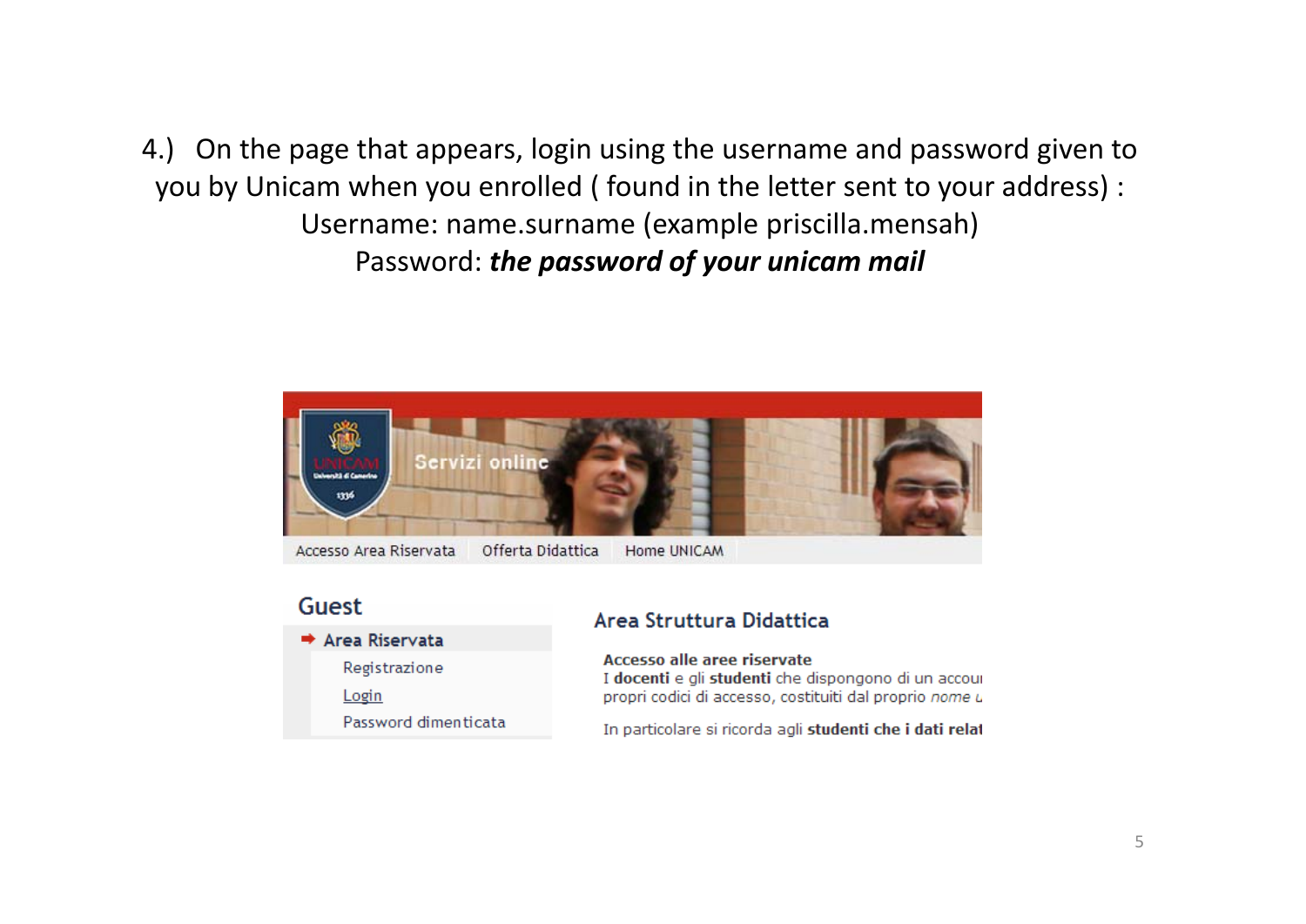4.) On the page that appears, login using the username and password given to you by Unicam when you enrolled ( found in the letter sent to your address) :

Username: name.surname (example priscilla.mensah)

Password: ***the password of your unicam mail***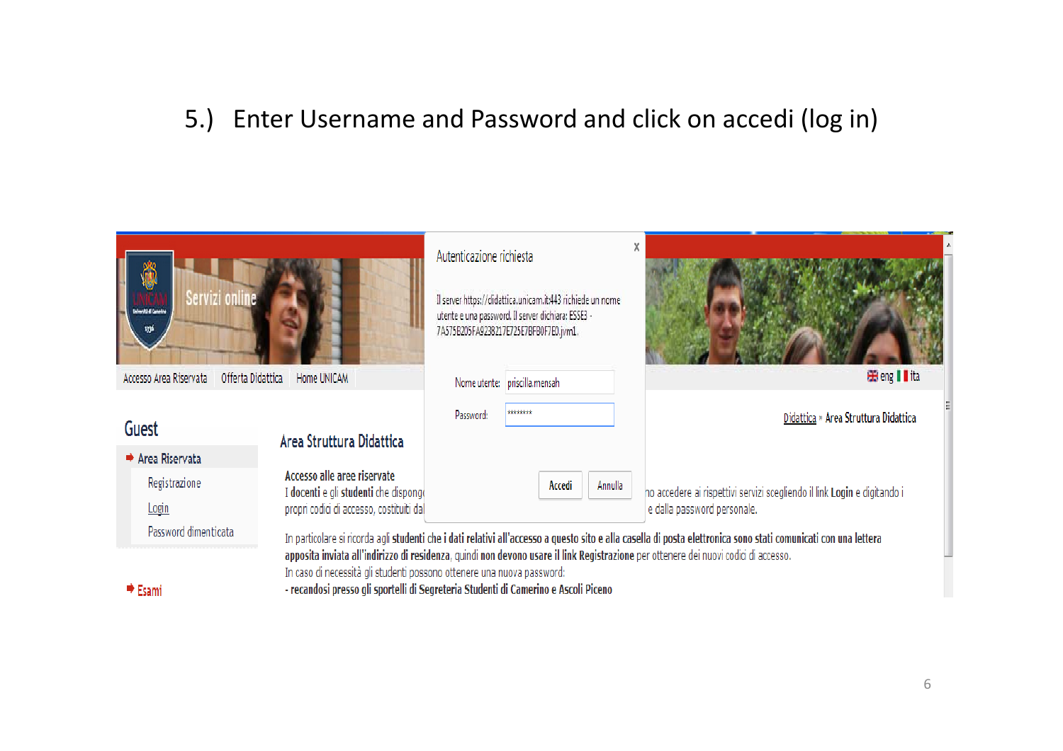# 5.) Enter Username and Password and click on accedi (log in)

Autenticazione richiesta

Il server https://didattica.unicam.it:443 richiede un nome utente e una password. Il server dichiara: ESSE3 - 7A575B205FA9238217E725E7BFB0F7E0.jvm1.

Nome utente: priscilla.mensah

Password: ********

Accedi | Annulla

Accesso Area Riservata | Offerta Didattica | Home UNICAM

Servizi online

eng | ita

Guest

- Area Riservata
  - Registrazione
  - Login
  - Password dimenticata
- Esami

Didattica » Area Struttura Didattica

## Area Struttura Didattica

**Accesso alle aree riservate**

I docenti e gli **studenti** che dispong... no accedere ai rispettivi servizi scegliendo il link **Login** e digitando i propri codici di accesso, costituiti dal... e dalla password personale.

In particolare si ricorda agli **studenti** che **i dati relativi all'accesso a questo sito e alla casella di posta elettronica sono stati comunicati con una lettera apposita inviata all'indirizzo di residenza**, quindi **non devono usare il link Registrazione** per ottenere dei nuovi codici di accesso.

In caso di necessità gli studenti possono ottenere una nuova password:

- **recandosi presso gli sportelli di Segreteria Studenti di Camerino e Ascoli Piceno**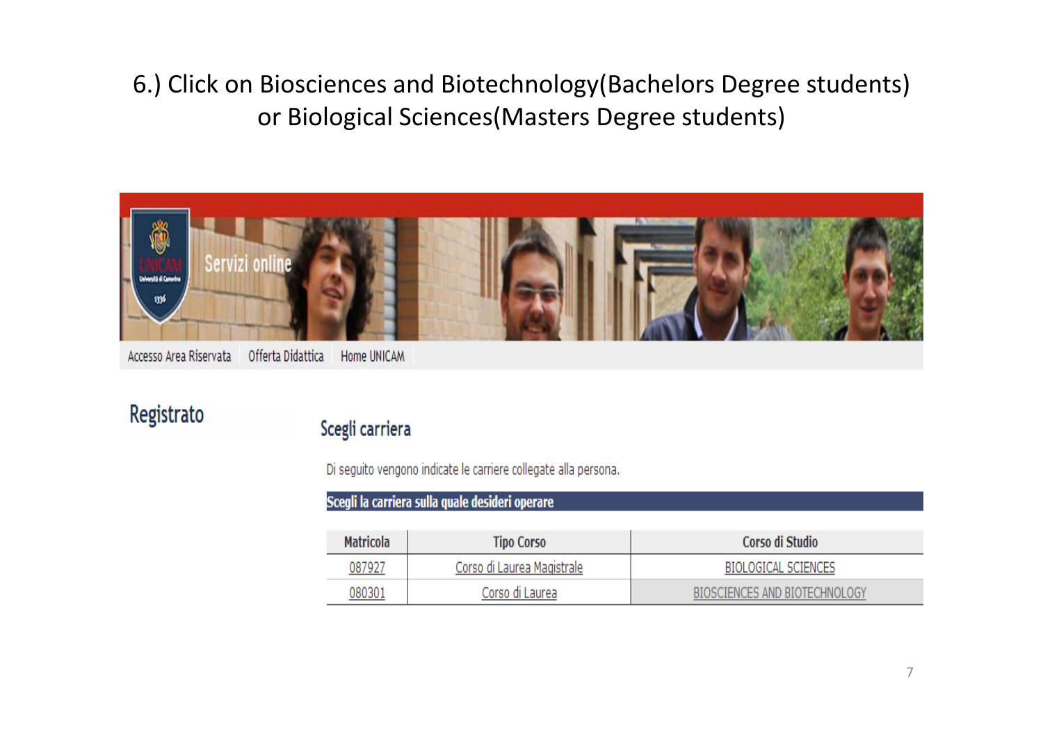6.) Click on Biosciences and Biotechnology(Bachelors Degree students) or Biological Sciences(Masters Degree students)

Servizi online

Accesso Area Riservata | Offerta Didattica | Home UNICAM

## Registrato

### Scegli carriera

Di seguito vengono indicate le carriere collegate alla persona.

**Scegli la carriera sulla quale desideri operare**

| Matricola | Tipo Corso | Corso di Studio |
|---|---|---|
| 087927 | Corso di Laurea Magistrale | BIOLOGICAL SCIENCES |
| 080301 | Corso di Laurea | BIOSCIENCES AND BIOTECHNOLOGY |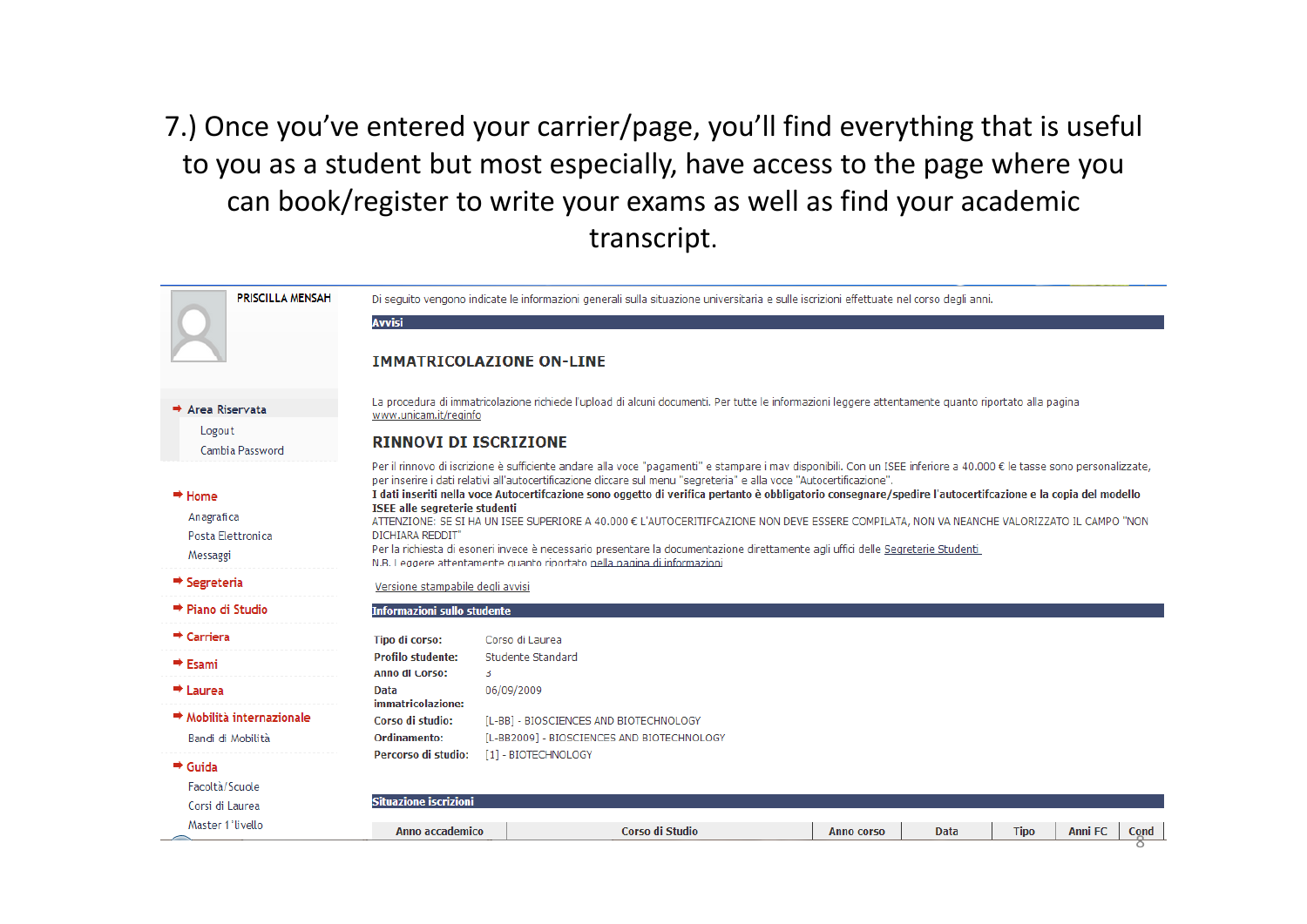7.) Once you've entered your carrier/page, you'll find everything that is useful to you as a student but most especially, have access to the page where you can book/register to write your exams as well as find your academic transcript.

PRISCILLA MENSAH

- Area Riservata
  - Logout
  - Cambia Password
- Home
  - Anagrafica
  - Posta Elettronica
  - Messaggi
- Segreteria
- Piano di Studio
- Carriera
- Esami
- Laurea
- Mobilità internazionale
  - Bandi di Mobilità
- Guida
  - Facoltà/Scuole
  - Corsi di Laurea
  - Master 1°livello

Di seguito vengono indicate le informazioni generali sulla situazione universitaria e sulle iscrizioni effettuate nel corso degli anni.

**Avvisi**

## IMMATRICOLAZIONE ON-LINE

La procedura di immatricolazione richiede l'upload di alcuni documenti. Per tutte le informazioni leggere attentamente quanto riportato alla pagina www.unicam.it/reginfo

## RINNOVI DI ISCRIZIONE

Per il rinnovo di iscrizione è sufficiente andare alla voce "pagamenti" e stampare i mav disponibili. Con un ISEE inferiore a 40.000 € le tasse sono personalizzate, per inserire i dati relativi all'autocertificazione cliccare sul menu "segreteria" e alla voce "Autocertificazione".
**I dati inseriti nella voce Autocertifcazione sono oggetto di verifica pertanto è obbligatorio consegnare/spedire l'autocertifcazione e la copia del modello ISEE alle segreterie studenti**
ATTENZIONE: SE SI HA UN ISEE SUPERIORE A 40.000 € L'AUTOCERITIFCAZIONE NON DEVE ESSERE COMPILATA, NON VA NEANCHE VALORIZZATO IL CAMPO "NON DICHIARA REDDIT"
Per la richiesta di esoneri invece è necessario presentare la documentazione direttamente agli uffici delle Segreterie Studenti
N.B. Leggere attentamente quanto riportato nella pagina di informazioni

Versione stampabile degli avvisi

**Informazioni sullo studente**

| | |
|---|---|
| **Tipo di corso:** | Corso di Laurea |
| **Profilo studente:** | Studente Standard |
| **Anno di Corso:** | 3 |
| **Data immatricolazione:** | 06/09/2009 |
| **Corso di studio:** | [L-BB] - BIOSCIENCES AND BIOTECHNOLOGY |
| **Ordinamento:** | [L-BB2009] - BIOSCIENCES AND BIOTECHNOLOGY |
| **Percorso di studio:** | [1] - BIOTECHNOLOGY |

**Situazione iscrizioni**

| Anno accademico | Corso di Studio | Anno corso | Data | Tipo | Anni FC | Cond |
|---|---|---|---|---|---|---|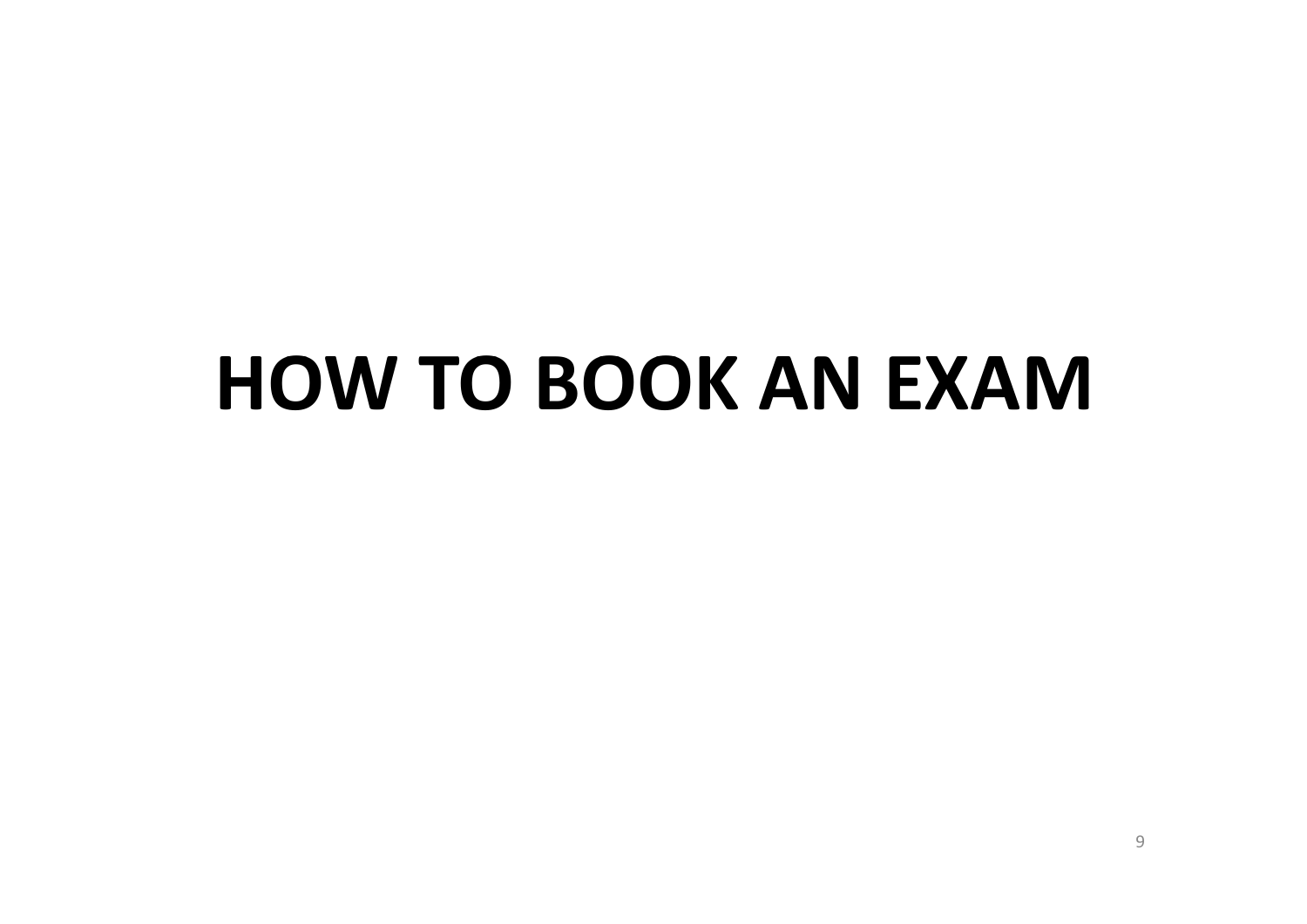# HOW TO BOOK AN EXAM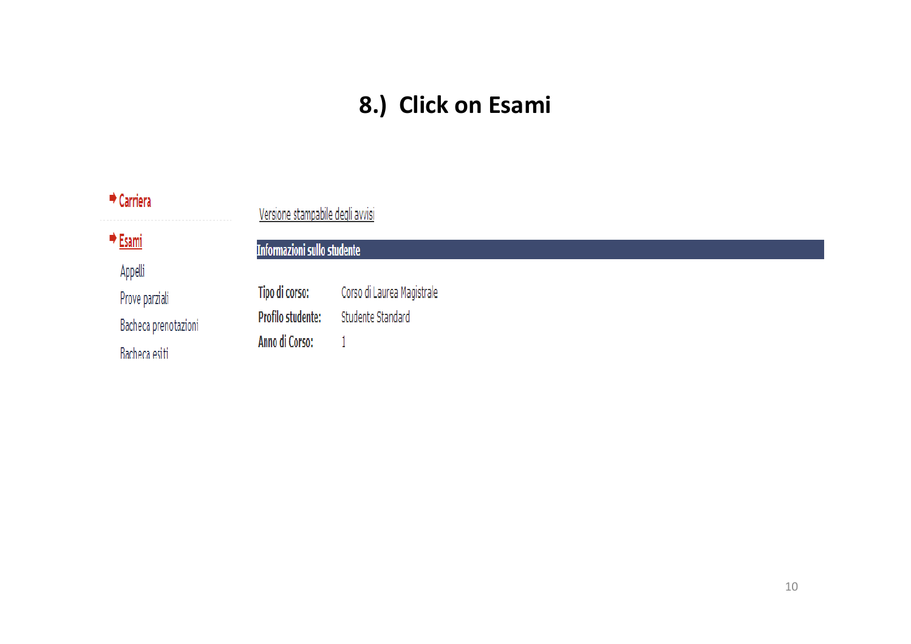# 8.) Click on Esami

- **Carriera**
- **Esami**
  - Appelli
  - Prove parziali
  - Bacheca prenotazioni
  - Bacheca esiti

Versione stampabile degli avvisi

**Informazioni sullo studente**

| | |
|---|---|
| **Tipo di corso:** | Corso di Laurea Magistrale |
| **Profilo studente:** | Studente Standard |
| **Anno di Corso:** | 1 |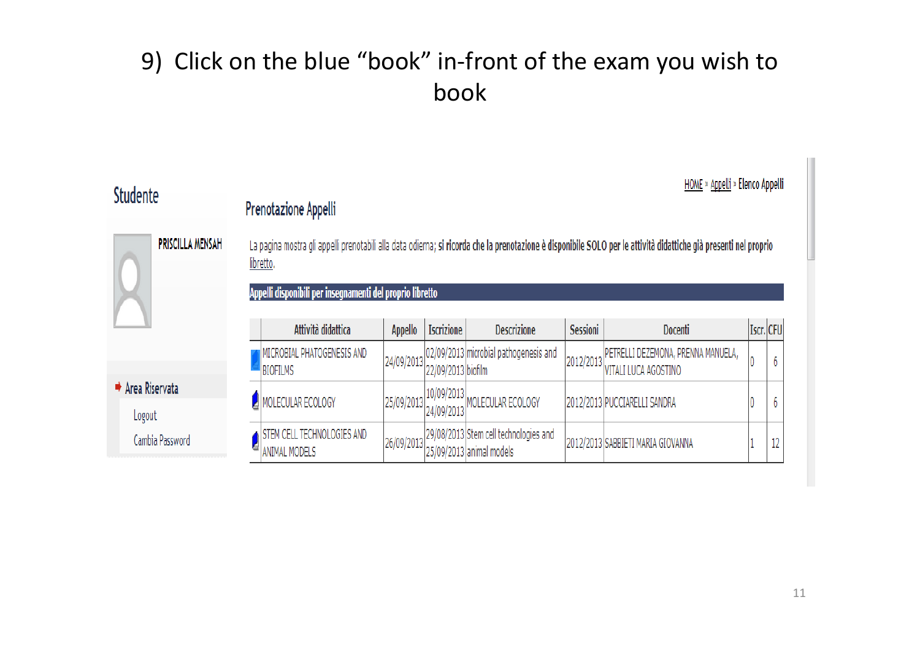# 9) Click on the blue "book" in-front of the exam you wish to book

HOME » Appelli » Elenco Appelli

**Studente**

PRISCILLA MENSAH

Area Riservata

Logout

Cambia Password

## Prenotazione Appelli

La pagina mostra gli appelli prenotabili alla data odierna; **si ricorda che la prenotazione è disponibile SOLO per le attività didattiche già presenti nel proprio** libretto.

**Appelli disponibili per insegnamenti del proprio libretto**

| | Attività didattica | Appello | Iscrizione | Descrizione | Sessioni | Docenti | Iscr. | CFU |
|---|---|---|---|---|---|---|---|---|
| | MICROBIAL PHATOGENESIS AND BIOFILMS | 24/09/2013 | 02/09/2013 22/09/2013 | microbial pathogenesis and biofilm | 2012/2013 | PETRELLI DEZEMONA, PRENNA MANUELA, VITALI LUCA AGOSTINO | 0 | 6 |
| | MOLECULAR ECOLOGY | 25/09/2013 | 10/09/2013 24/09/2013 | MOLECULAR ECOLOGY | 2012/2013 | PUCCIARELLI SANDRA | 0 | 6 |
| | STEM CELL TECHNOLOGIES AND ANIMAL MODELS | 26/09/2013 | 29/08/2013 25/09/2013 | Stem cell technologies and animal models | 2012/2013 | SABBIETI MARIA GIOVANNA | 1 | 12 |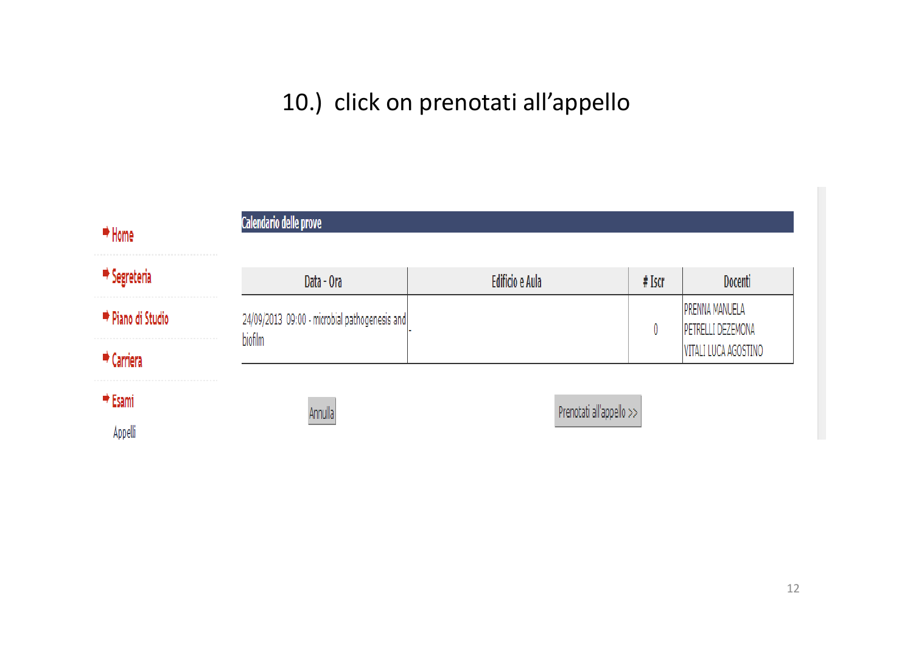# 10.) click on prenotati all'appello

- Home
- Segreteria
- Piano di Studio
- Carriera
- Esami
  - Appelli

**Calendario delle prove**

| Data - Ora | Edificio e Aula | # Iscr | Docenti |
|---|---|---|---|
| 24/09/2013 09:00 - microbial pathogenesis and biofilm | - | 0 | PRENNA MANUELA<br>PETRELLI DEZEMONA<br>VITALI LUCA AGOSTINO |

Annulla　　　　Prenotati all'appello >>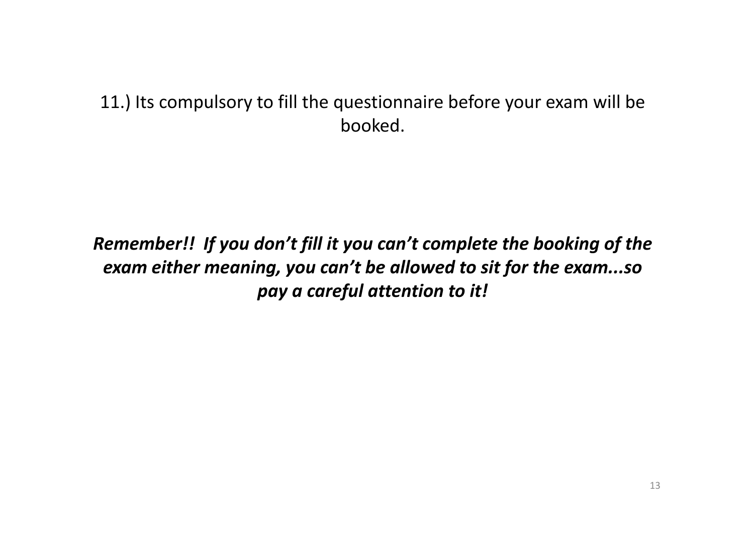11.) Its compulsory to fill the questionnaire before your exam will be booked.

***Remember!! If you don't fill it you can't complete the booking of the exam either meaning, you can't be allowed to sit for the exam...so pay a careful attention to it!***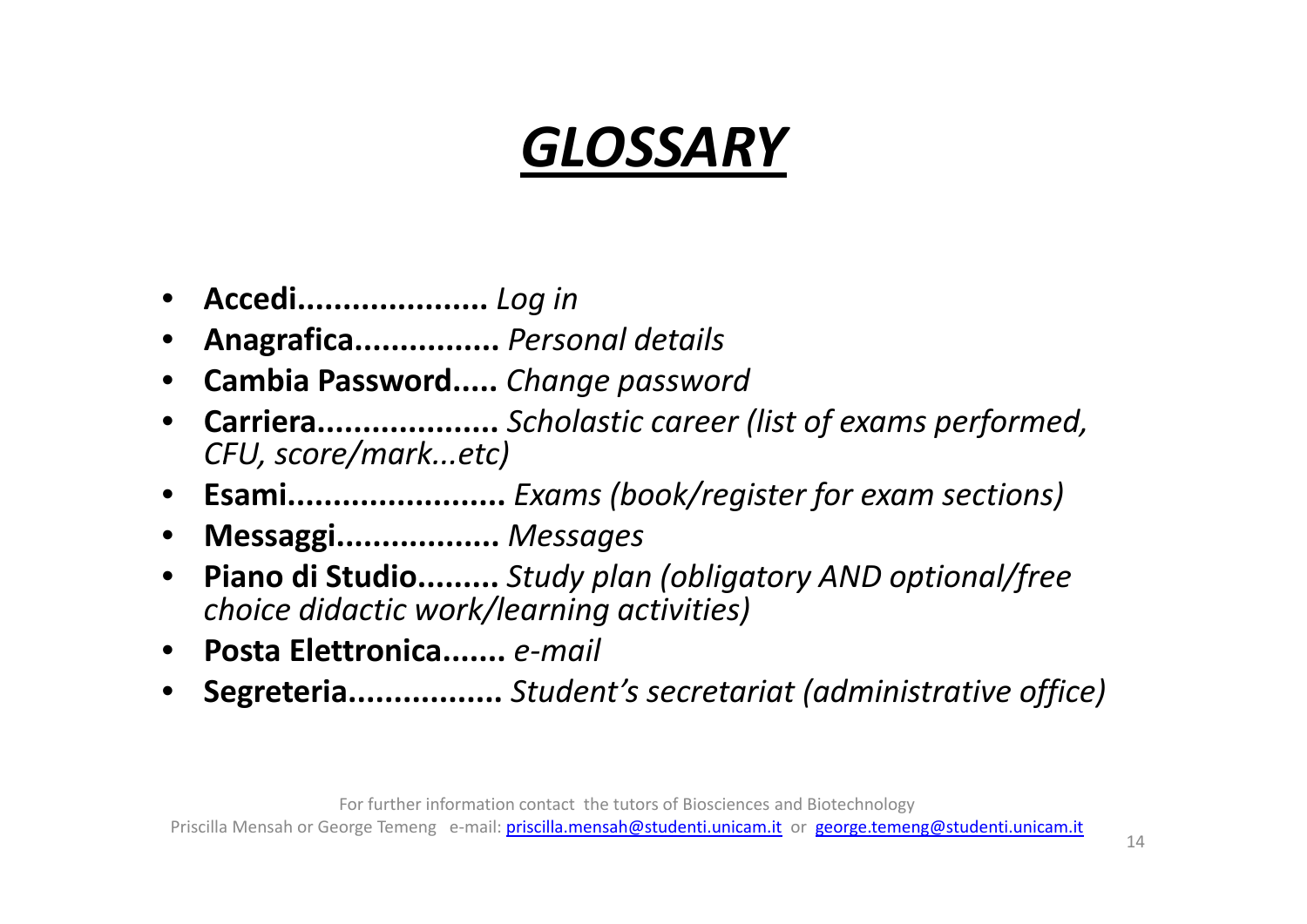# ***GLOSSARY***

- **Accedi....................** *Log in*
- **Anagrafica................** *Personal details*
- **Cambia Password.....** *Change password*
- **Carriera....................** *Scholastic career (list of exams performed, CFU, score/mark...etc)*
- **Esami........................** *Exams (book/register for exam sections)*
- **Messaggi..................** *Messages*
- **Piano di Studio.........** *Study plan (obligatory AND optional/free choice didactic work/learning activities)*
- **Posta Elettronica.......** *e-mail*
- **Segreteria.................** *Student's secretariat (administrative office)*

For further information contact the tutors of Biosciences and Biotechnology
Priscilla Mensah or George Temeng e-mail: priscilla.mensah@studenti.unicam.it or george.temeng@studenti.unicam.it